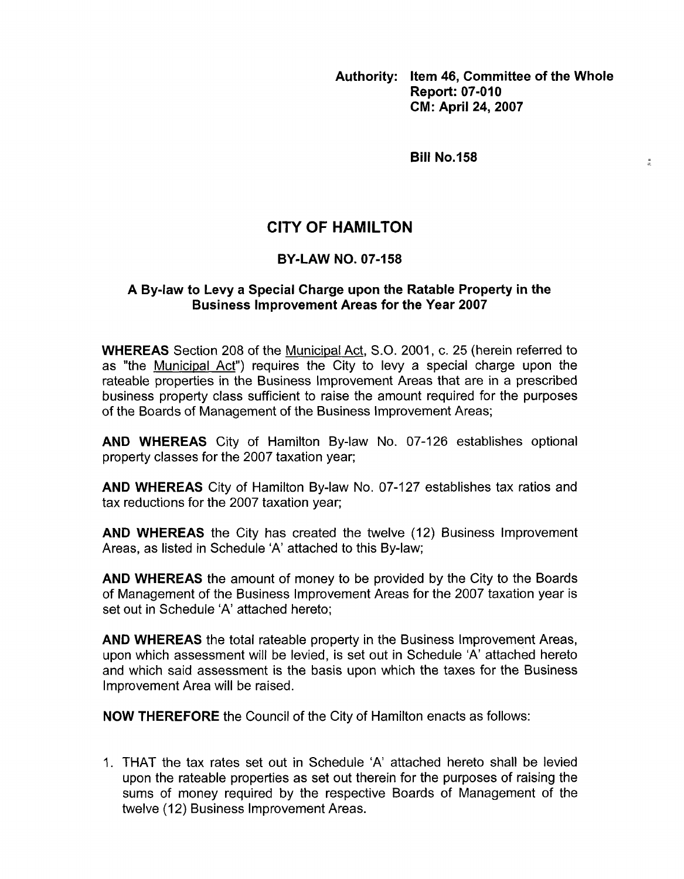**Authority: Item 46, Committee of the Whole**
**Report: 07-010**
**CM: April 24, 2007**

**Bill No.158**

# CITY OF HAMILTON

## BY-LAW NO. 07-158

### A By-law to Levy a Special Charge upon the Ratable Property in the Business Improvement Areas for the Year 2007

**WHEREAS** Section 208 of the Municipal Act, S.O. 2001, c. 25 (herein referred to as "the Municipal Act") requires the City to levy a special charge upon the rateable properties in the Business Improvement Areas that are in a prescribed business property class sufficient to raise the amount required for the purposes of the Boards of Management of the Business Improvement Areas;

**AND WHEREAS** City of Hamilton By-law No. 07-126 establishes optional property classes for the 2007 taxation year;

**AND WHEREAS** City of Hamilton By-law No. 07-127 establishes tax ratios and tax reductions for the 2007 taxation year;

**AND WHEREAS** the City has created the twelve (12) Business Improvement Areas, as listed in Schedule 'A' attached to this By-law;

**AND WHEREAS** the amount of money to be provided by the City to the Boards of Management of the Business Improvement Areas for the 2007 taxation year is set out in Schedule 'A' attached hereto;

**AND WHEREAS** the total rateable property in the Business Improvement Areas, upon which assessment will be levied, is set out in Schedule 'A' attached hereto and which said assessment is the basis upon which the taxes for the Business Improvement Area will be raised.

**NOW THEREFORE** the Council of the City of Hamilton enacts as follows:

1. THAT the tax rates set out in Schedule 'A' attached hereto shall be levied upon the rateable properties as set out therein for the purposes of raising the sums of money required by the respective Boards of Management of the twelve (12) Business Improvement Areas.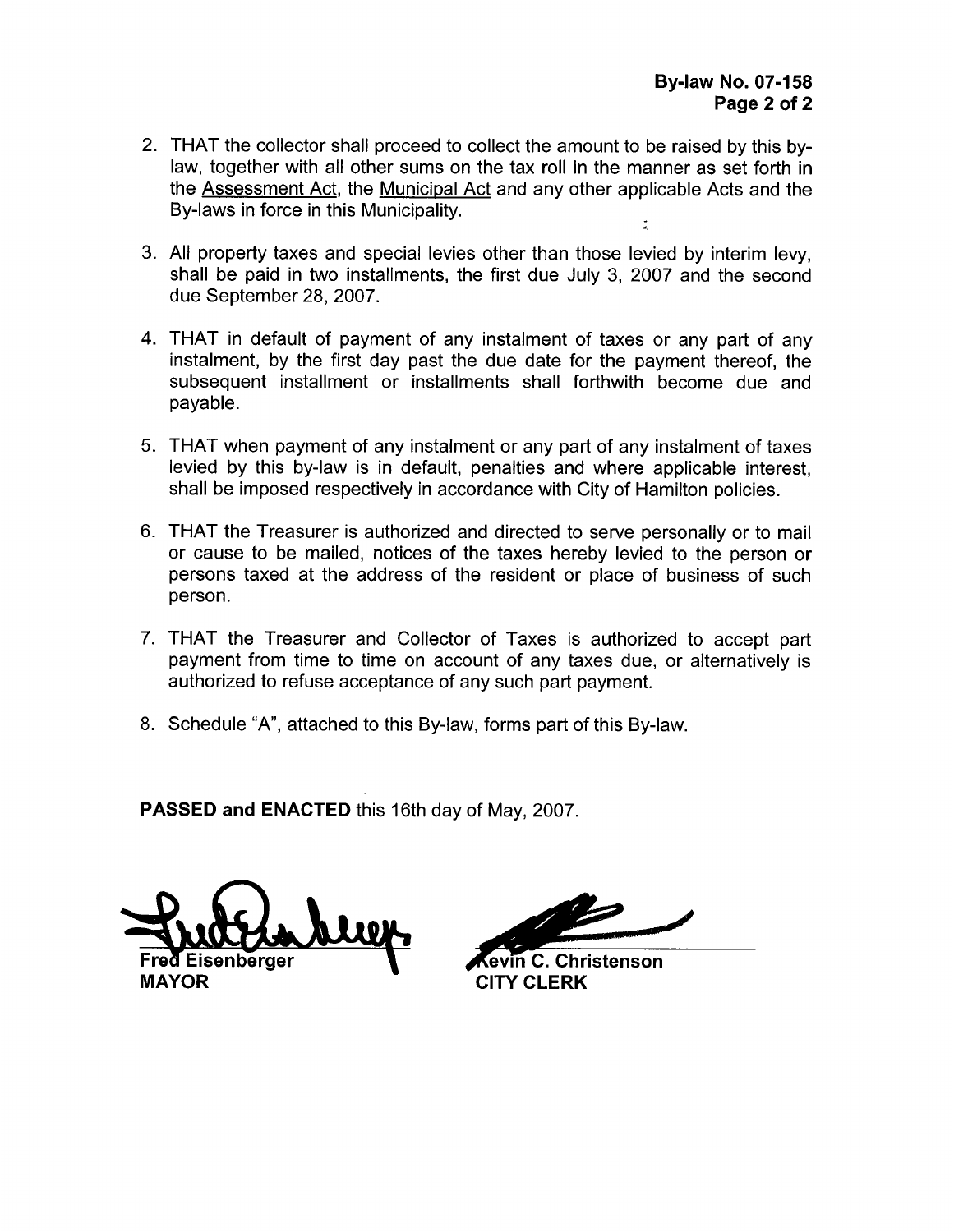2. THAT the collector shall proceed to collect the amount to be raised by this by-law, together with all other sums on the tax roll in the manner as set forth in the Assessment Act, the Municipal Act and any other applicable Acts and the By-laws in force in this Municipality.

3. All property taxes and special levies other than those levied by interim levy, shall be paid in two installments, the first due July 3, 2007 and the second due September 28, 2007.

4. THAT in default of payment of any instalment of taxes or any part of any instalment, by the first day past the due date for the payment thereof, the subsequent installment or installments shall forthwith become due and payable.

5. THAT when payment of any instalment or any part of any instalment of taxes levied by this by-law is in default, penalties and where applicable interest, shall be imposed respectively in accordance with City of Hamilton policies.

6. THAT the Treasurer is authorized and directed to serve personally or to mail or cause to be mailed, notices of the taxes hereby levied to the person or persons taxed at the address of the resident or place of business of such person.

7. THAT the Treasurer and Collector of Taxes is authorized to accept part payment from time to time on account of any taxes due, or alternatively is authorized to refuse acceptance of any such part payment.

8. Schedule "A", attached to this By-law, forms part of this By-law.

**PASSED and ENACTED** this 16th day of May, 2007.

**Fred Eisenberger**
**MAYOR**

**Kevin C. Christenson**
**CITY CLERK**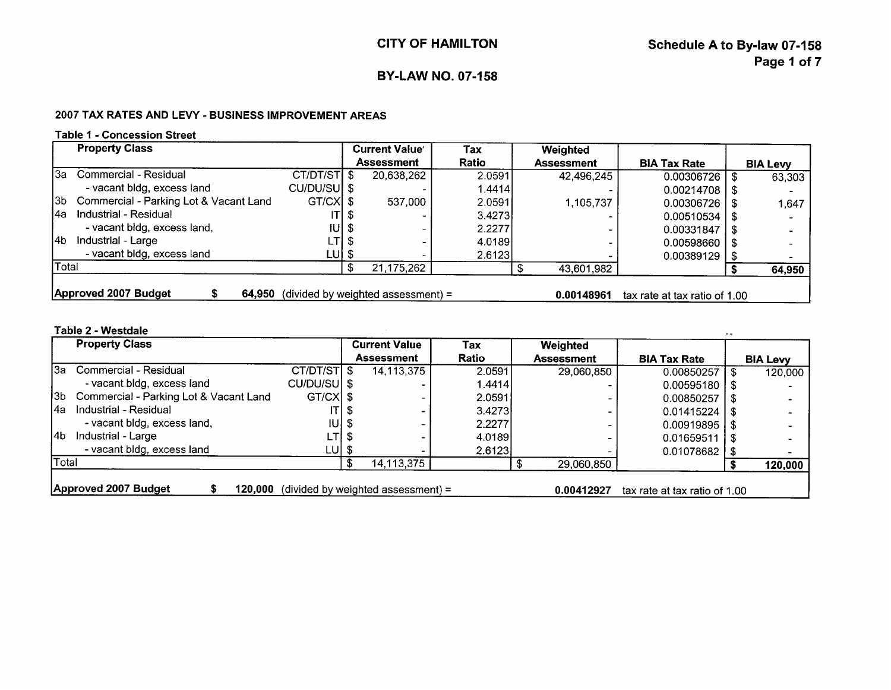# CITY OF HAMILTON

## BY-LAW NO. 07-158

**Schedule A to By-law 07-158**

### 2007 TAX RATES AND LEVY - BUSINESS IMPROVEMENT AREAS

**Table 1 - Concession Street**

| Property Class | | Current Value Assessment | Tax Ratio | Weighted Assessment | BIA Tax Rate | BIA Levy |
|---|---|---|---|---|---|---|
| 3a Commercial - Residual | CT/DT/ST | $ 20,638,262 | 2.0591 | 42,496,245 | 0.00306726 | $ 63,303 |
| - vacant bldg, excess land | CU/DU/SU | $ - | 1.4414 | - | 0.00214708 | $ - |
| 3b Commercial - Parking Lot & Vacant Land | GT/CX | $ 537,000 | 2.0591 | 1,105,737 | 0.00306726 | $ 1,647 |
| 4a Industrial - Residual | IT | $ - | 3.4273 | - | 0.00510534 | $ - |
| - vacant bldg, excess land, | IU | $ - | 2.2277 | - | 0.00331847 | $ - |
| 4b Industrial - Large | LT | $ - | 4.0189 | - | 0.00598660 | $ - |
| - vacant bldg, excess land | LU | $ - | 2.6123 | - | 0.00389129 | $ - |
| Total | | $ 21,175,262 | | $ 43,601,982 | | **$ 64,950** |
| **Approved 2007 Budget** | **$ 64,950** | (divided by weighted assessment) = | | **0.00148961** | tax rate at tax ratio of 1.00 | |

**Table 2 - Westdale**

| Property Class | | Current Value Assessment | Tax Ratio | Weighted Assessment | BIA Tax Rate | BIA Levy |
|---|---|---|---|---|---|---|
| 3a Commercial - Residual | CT/DT/ST | $ 14,113,375 | 2.0591 | 29,060,850 | 0.00850257 | $ 120,000 |
| - vacant bldg, excess land | CU/DU/SU | $ - | 1.4414 | - | 0.00595180 | $ - |
| 3b Commercial - Parking Lot & Vacant Land | GT/CX | $ - | 2.0591 | - | 0.00850257 | $ - |
| 4a Industrial - Residual | IT | $ - | 3.4273 | - | 0.01415224 | $ - |
| - vacant bldg, excess land, | IU | $ - | 2.2277 | - | 0.00919895 | $ - |
| 4b Industrial - Large | LT | $ - | 4.0189 | - | 0.01659511 | $ - |
| - vacant bldg, excess land | LU | $ - | 2.6123 | - | 0.01078682 | $ - |
| Total | | $ 14,113,375 | | $ 29,060,850 | | **$ 120,000** |
| **Approved 2007 Budget** | **$ 120,000** | (divided by weighted assessment) = | | **0.00412927** | tax rate at tax ratio of 1.00 | |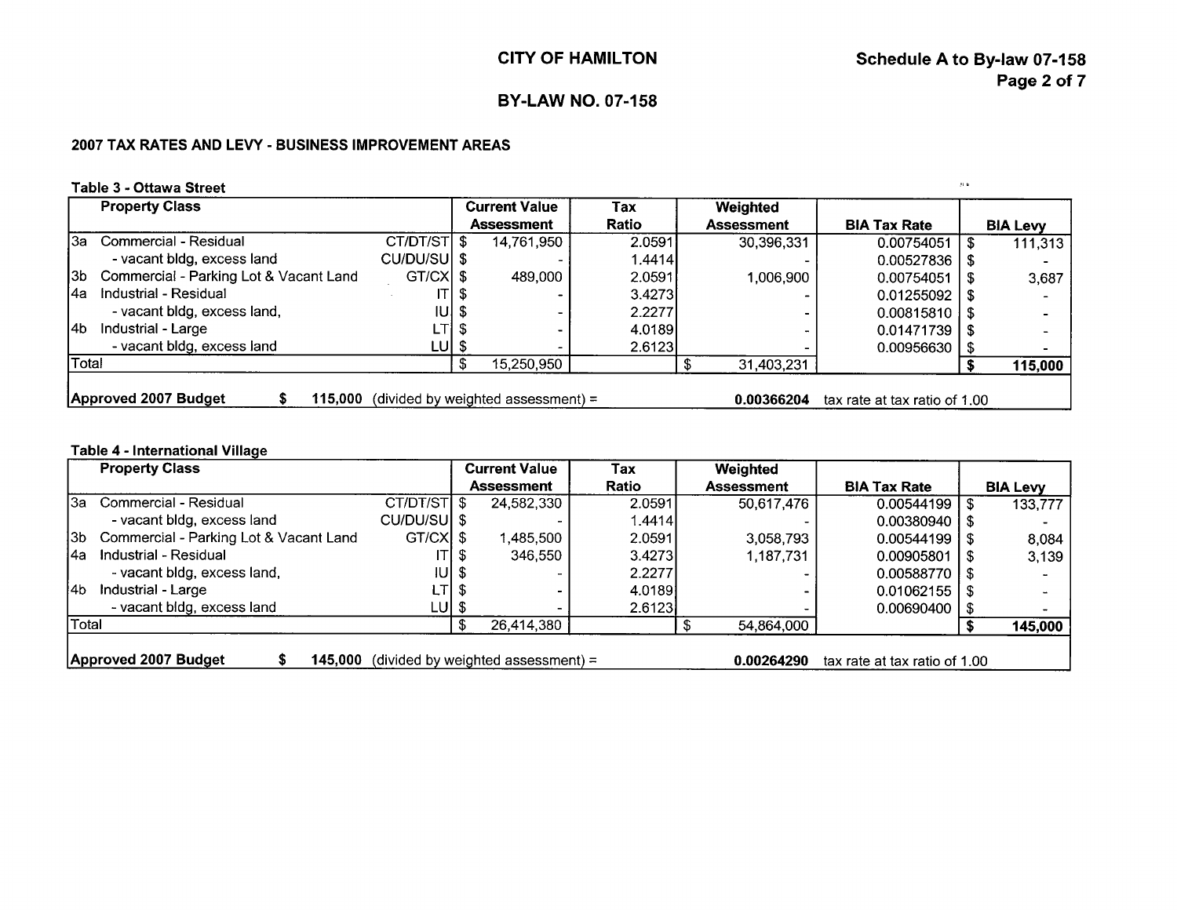# CITY OF HAMILTON

## BY-LAW NO. 07-158

**Schedule A to By-law 07-158**

### 2007 TAX RATES AND LEVY - BUSINESS IMPROVEMENT AREAS

**Table 3 - Ottawa Street**

| | Property Class | | Current Value Assessment | Tax Ratio | Weighted Assessment | BIA Tax Rate | BIA Levy |
|---|---|---|---|---|---|---|---|
| 3a | Commercial - Residual | CT/DT/ST | $ 14,761,950 | 2.0591 | 30,396,331 | 0.00754051 | $ 111,313 |
| | - vacant bldg, excess land | CU/DU/SU | $ - | 1.4414 | - | 0.00527836 | $ - |
| 3b | Commercial - Parking Lot & Vacant Land | GT/CX | $ 489,000 | 2.0591 | 1,006,900 | 0.00754051 | $ 3,687 |
| 4a | Industrial - Residual | IT | $ - | 3.4273 | - | 0.01255092 | $ - |
| | - vacant bldg, excess land, | IU | $ - | 2.2277 | - | 0.00815810 | $ - |
| 4b | Industrial - Large | LT | $ - | 4.0189 | - | 0.01471739 | $ - |
| | - vacant bldg, excess land | LU | $ - | 2.6123 | - | 0.00956630 | $ - |
| Total | | | $ 15,250,950 | | $ 31,403,231 | | **$ 115,000** |

**Approved 2007 Budget** **$ 115,000** (divided by weighted assessment) = **0.00366204** tax rate at tax ratio of 1.00

**Table 4 - International Village**

| | Property Class | | Current Value Assessment | Tax Ratio | Weighted Assessment | BIA Tax Rate | BIA Levy |
|---|---|---|---|---|---|---|---|
| 3a | Commercial - Residual | CT/DT/ST | $ 24,582,330 | 2.0591 | 50,617,476 | 0.00544199 | $ 133,777 |
| | - vacant bldg, excess land | CU/DU/SU | $ - | 1.4414 | - | 0.00380940 | $ - |
| 3b | Commercial - Parking Lot & Vacant Land | GT/CX | $ 1,485,500 | 2.0591 | 3,058,793 | 0.00544199 | $ 8,084 |
| 4a | Industrial - Residual | IT | $ 346,550 | 3.4273 | 1,187,731 | 0.00905801 | $ 3,139 |
| | - vacant bldg, excess land, | IU | $ - | 2.2277 | - | 0.00588770 | $ - |
| 4b | Industrial - Large | LT | $ - | 4.0189 | - | 0.01062155 | $ - |
| | - vacant bldg, excess land | LU | $ - | 2.6123 | - | 0.00690400 | $ - |
| Total | | | $ 26,414,380 | | $ 54,864,000 | | **$ 145,000** |

**Approved 2007 Budget** **$ 145,000** (divided by weighted assessment) = **0.00264290** tax rate at tax ratio of 1.00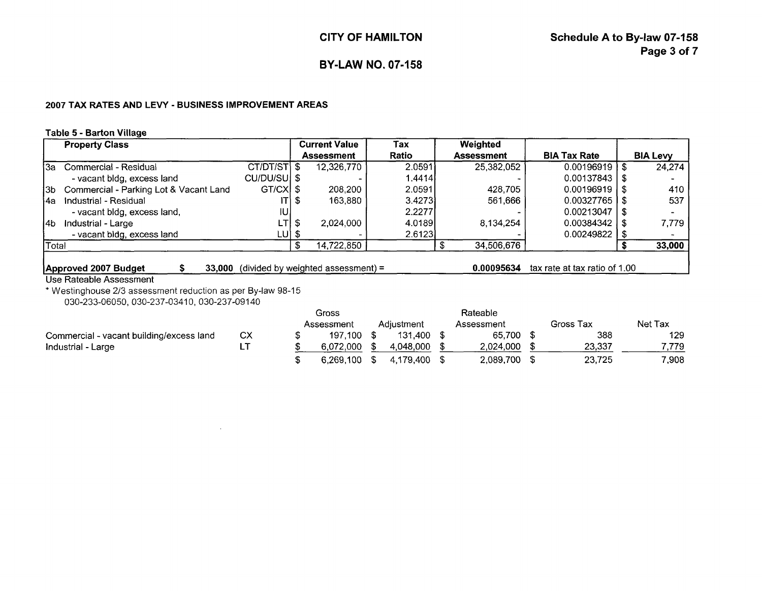# CITY OF HAMILTON

## BY-LAW NO. 07-158

Schedule A to By-law 07-158

### 2007 TAX RATES AND LEVY - BUSINESS IMPROVEMENT AREAS

**Table 5 - Barton Village**

| | Property Class | | Current Value Assessment | Tax Ratio | Weighted Assessment | BIA Tax Rate | BIA Levy |
|---|---|---|---|---|---|---|---|
| 3a | Commercial - Residual | CT/DT/ST | $ 12,326,770 | 2.0591 | 25,382,052 | 0.00196919 | $ 24,274 |
| | - vacant bldg, excess land | CU/DU/SU | $ - | 1.4414 | - | 0.00137843 | $ - |
| 3b | Commercial - Parking Lot & Vacant Land | GT/CX | $ 208,200 | 2.0591 | 428,705 | 0.00196919 | $ 410 |
| 4a | Industrial - Residual | IT | $ 163,880 | 3.4273 | 561,666 | 0.00327765 | $ 537 |
| | - vacant bldg, excess land, | IU | | 2.2277 | - | 0.00213047 | $ - |
| 4b | Industrial - Large | LT | $ 2,024,000 | 4.0189 | 8,134,254 | 0.00384342 | $ 7,779 |
| | - vacant bldg, excess land | LU | $ - | 2.6123 | - | 0.00249822 | $ - |
| Total | | | $ 14,722,850 | | $ 34,506,676 | | **$ 33,000** |

**Approved 2007 Budget** $ **33,000** (divided by weighted assessment) = **0.00095634** tax rate at tax ratio of 1.00

Use Rateable Assessment

\* Westinghouse 2/3 assessment reduction as per By-law 98-15
030-233-06050, 030-237-03410, 030-237-09140

| | | Gross Assessment | Adjustment | Rateable Assessment | Gross Tax | Net Tax |
|---|---|---|---|---|---|---|
| Commercial - vacant building/excess land | CX | $ 197,100 | $ 131,400 | $ 65,700 | $ 388 | 129 |
| Industrial - Large | LT | $ 6,072,000 | $ 4,048,000 | $ 2,024,000 | $ 23,337 | 7,779 |
| | | $ 6,269,100 | $ 4,179,400 | $ 2,089,700 | $ 23,725 | 7,908 |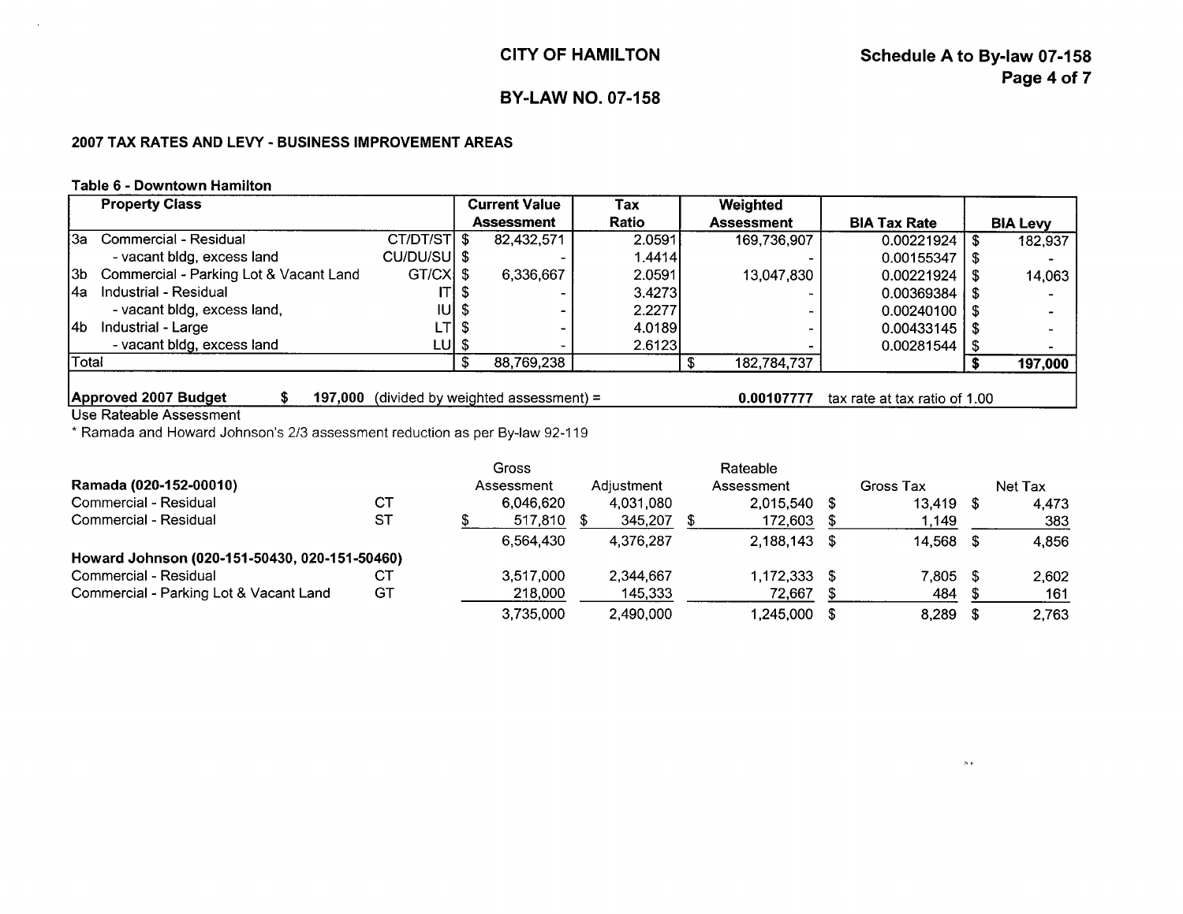# CITY OF HAMILTON

## BY-LAW NO. 07-158

### 2007 TAX RATES AND LEVY - BUSINESS IMPROVEMENT AREAS

#### Table 6 - Downtown Hamilton

| Property Class | | Current Value Assessment | Tax Ratio | Weighted Assessment | BIA Tax Rate | BIA Levy |
|---|---|---|---|---|---|---|
| 3a Commercial - Residual | CT/DT/ST | $ 82,432,571 | 2.0591 | 169,736,907 | 0.00221924 | $ 182,937 |
| - vacant bldg, excess land | CU/DU/SU | $ - | 1.4414 | - | 0.00155347 | $ - |
| 3b Commercial - Parking Lot & Vacant Land | GT/CX | $ 6,336,667 | 2.0591 | 13,047,830 | 0.00221924 | $ 14,063 |
| 4a Industrial - Residual | IT | $ - | 3.4273 | - | 0.00369384 | $ - |
| - vacant bldg, excess land, | IU | $ - | 2.2277 | - | 0.00240100 | $ - |
| 4b Industrial - Large | LT | $ - | 4.0189 | - | 0.00433145 | $ - |
| - vacant bldg, excess land | LU | $ - | 2.6123 | - | 0.00281544 | $ - |
| Total | | $ 88,769,238 | | $ 182,784,737 | | $ 197,000 |

**Approved 2007 Budget** $ 197,000 (divided by weighted assessment) = **0.00107777** tax rate at tax ratio of 1.00

Use Rateable Assessment

* Ramada and Howard Johnson's 2/3 assessment reduction as per By-law 92-119

| | | Gross Assessment | Adjustment | Rateable Assessment | Gross Tax | Net Tax |
|---|---|---|---|---|---|---|
| **Ramada (020-152-00010)** | | | | | | |
| Commercial - Residual | CT | 6,046,620 | 4,031,080 | 2,015,540 | $ 13,419 | $ 4,473 |
| Commercial - Residual | ST | $ 517,810 | $ 345,207 | $ 172,603 | $ 1,149 | 383 |
| | | 6,564,430 | 4,376,287 | 2,188,143 | $ 14,568 | $ 4,856 |
| **Howard Johnson (020-151-50430, 020-151-50460)** | | | | | | |
| Commercial - Residual | CT | 3,517,000 | 2,344,667 | 1,172,333 | $ 7,805 | $ 2,602 |
| Commercial - Parking Lot & Vacant Land | GT | 218,000 | 145,333 | 72,667 | $ 484 | $ 161 |
| | | 3,735,000 | 2,490,000 | 1,245,000 | $ 8,289 | $ 2,763 |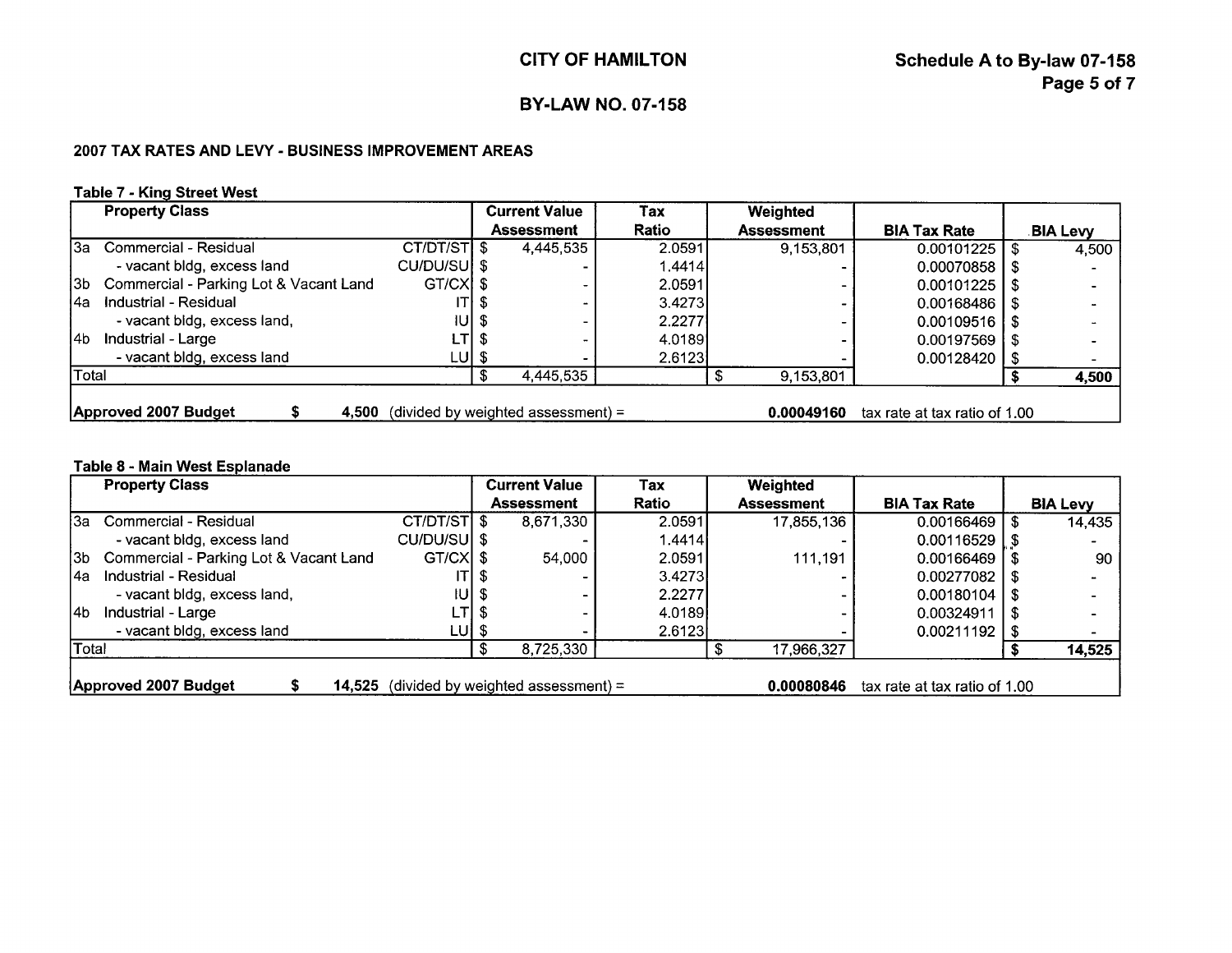# CITY OF HAMILTON

## BY-LAW NO. 07-158

**Schedule A to By-law 07-158**

### 2007 TAX RATES AND LEVY - BUSINESS IMPROVEMENT AREAS

**Table 7 - King Street West**

| | Property Class | | Current Value Assessment | Tax Ratio | Weighted Assessment | BIA Tax Rate | BIA Levy |
|---|---|---|---|---|---|---|---|
| 3a | Commercial - Residual | CT/DT/ST | $ 4,445,535 | 2.0591 | 9,153,801 | 0.00101225 | $ 4,500 |
| | - vacant bldg, excess land | CU/DU/SU | $ - | 1.4414 | - | 0.00070858 | $ - |
| 3b | Commercial - Parking Lot & Vacant Land | GT/CX | $ - | 2.0591 | - | 0.00101225 | $ - |
| 4a | Industrial - Residual | IT | $ - | 3.4273 | - | 0.00168486 | $ - |
| | - vacant bldg, excess land, | IU | $ - | 2.2277 | - | 0.00109516 | $ - |
| 4b | Industrial - Large | LT | $ - | 4.0189 | - | 0.00197569 | $ - |
| | - vacant bldg, excess land | LU | $ - | 2.6123 | - | 0.00128420 | $ - |
| Total | | | $ 4,445,535 | | $ 9,153,801 | | **$ 4,500** |

**Approved 2007 Budget** **$ 4,500** (divided by weighted assessment) = **0.00049160** tax rate at tax ratio of 1.00

**Table 8 - Main West Esplanade**

| | Property Class | | Current Value Assessment | Tax Ratio | Weighted Assessment | BIA Tax Rate | BIA Levy |
|---|---|---|---|---|---|---|---|
| 3a | Commercial - Residual | CT/DT/ST | $ 8,671,330 | 2.0591 | 17,855,136 | 0.00166469 | $ 14,435 |
| | - vacant bldg, excess land | CU/DU/SU | $ - | 1.4414 | - | 0.00116529 | $ - |
| 3b | Commercial - Parking Lot & Vacant Land | GT/CX | $ 54,000 | 2.0591 | 111,191 | 0.00166469 | $ 90 |
| 4a | Industrial - Residual | IT | $ - | 3.4273 | - | 0.00277082 | $ - |
| | - vacant bldg, excess land, | IU | $ - | 2.2277 | - | 0.00180104 | $ - |
| 4b | Industrial - Large | LT | $ - | 4.0189 | - | 0.00324911 | $ - |
| | - vacant bldg, excess land | LU | $ - | 2.6123 | - | 0.00211192 | $ - |
| Total | | | $ 8,725,330 | | $ 17,966,327 | | **$ 14,525** |

**Approved 2007 Budget** **$ 14,525** (divided by weighted assessment) = **0.00080846** tax rate at tax ratio of 1.00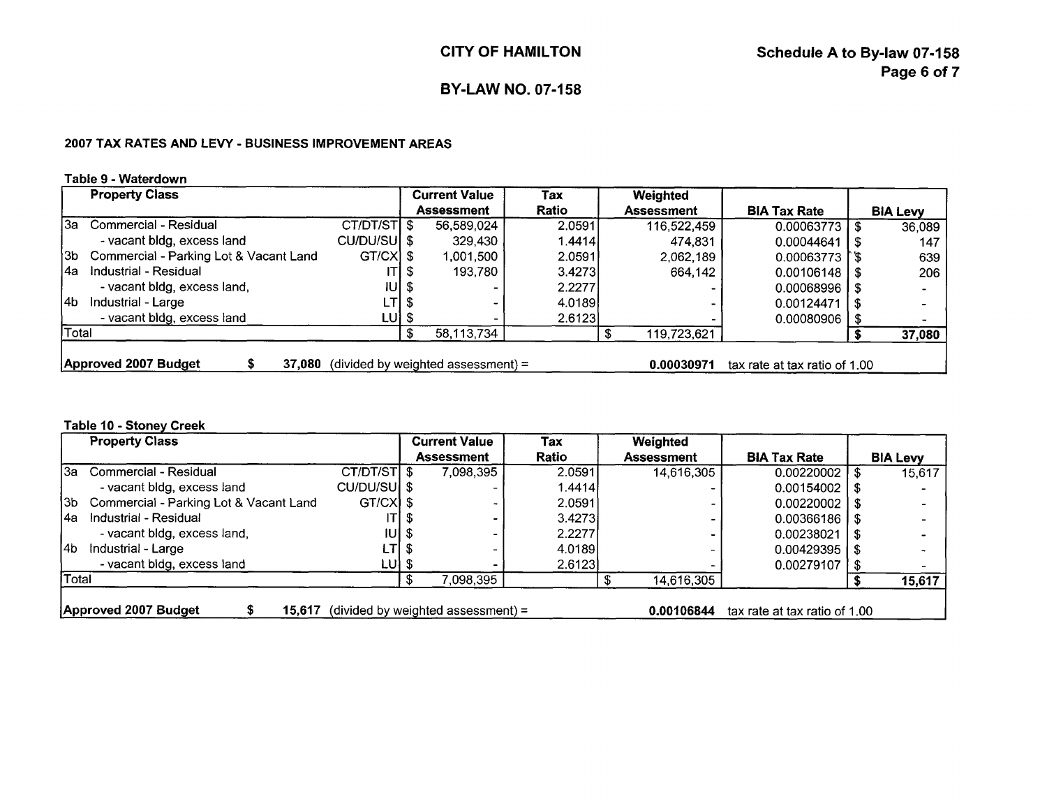# CITY OF HAMILTON

## BY-LAW NO. 07-158

Schedule A to By-law 07-158

### 2007 TAX RATES AND LEVY - BUSINESS IMPROVEMENT AREAS

**Table 9 - Waterdown**

| Property Class | | Current Value Assessment | Tax Ratio | Weighted Assessment | BIA Tax Rate | BIA Levy |
|---|---|---|---|---|---|---|
| 3a Commercial - Residual | CT/DT/ST | $ 56,589,024 | 2.0591 | 116,522,459 | 0.00063773 | $ 36,089 |
| - vacant bldg, excess land | CU/DU/SU | $ 329,430 | 1.4414 | 474,831 | 0.00044641 | $ 147 |
| 3b Commercial - Parking Lot & Vacant Land | GT/CX | $ 1,001,500 | 2.0591 | 2,062,189 | 0.00063773 | $ 639 |
| 4a Industrial - Residual | IT | $ 193,780 | 3.4273 | 664,142 | 0.00106148 | $ 206 |
| - vacant bldg, excess land, | IU | $ - | 2.2277 | - | 0.00068996 | $ - |
| 4b Industrial - Large | LT | $ - | 4.0189 | - | 0.00124471 | $ - |
| - vacant bldg, excess land | LU | $ - | 2.6123 | - | 0.00080906 | $ - |
| Total | | $ 58,113,734 | | $ 119,723,621 | | **$ 37,080** |
| **Approved 2007 Budget** | **$ 37,080** (divided by weighted assessment) = | | | **0.00030971** | tax rate at tax ratio of 1.00 | |

**Table 10 - Stoney Creek**

| Property Class | | Current Value Assessment | Tax Ratio | Weighted Assessment | BIA Tax Rate | BIA Levy |
|---|---|---|---|---|---|---|
| 3a Commercial - Residual | CT/DT/ST | $ 7,098,395 | 2.0591 | 14,616,305 | 0.00220002 | $ 15,617 |
| - vacant bldg, excess land | CU/DU/SU | $ - | 1.4414 | - | 0.00154002 | $ - |
| 3b Commercial - Parking Lot & Vacant Land | GT/CX | $ - | 2.0591 | - | 0.00220002 | $ - |
| 4a Industrial - Residual | IT | $ - | 3.4273 | - | 0.00366186 | $ - |
| - vacant bldg, excess land, | IU | $ - | 2.2277 | - | 0.00238021 | $ - |
| 4b Industrial - Large | LT | $ - | 4.0189 | - | 0.00429395 | $ - |
| - vacant bldg, excess land | LU | $ - | 2.6123 | - | 0.00279107 | $ - |
| Total | | $ 7,098,395 | | $ 14,616,305 | | **$ 15,617** |
| **Approved 2007 Budget** | **$ 15,617** (divided by weighted assessment) = | | | **0.00106844** | tax rate at tax ratio of 1.00 | |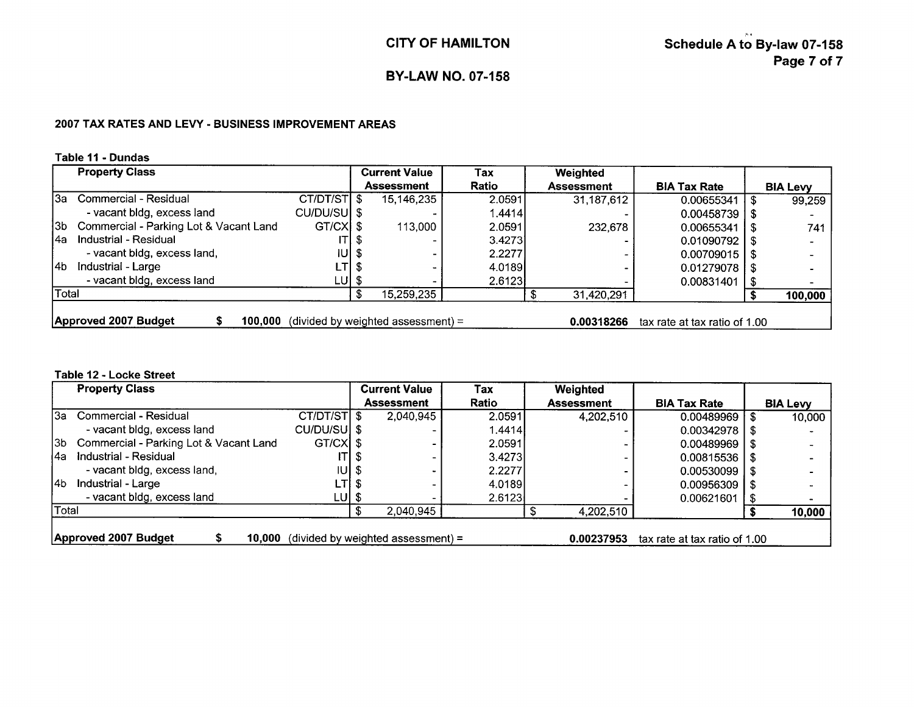# CITY OF HAMILTON

## BY-LAW NO. 07-158

**Schedule A to By-law 07-158**

### 2007 TAX RATES AND LEVY - BUSINESS IMPROVEMENT AREAS

**Table 11 - Dundas**

| Property Class | | Current Value Assessment | Tax Ratio | Weighted Assessment | BIA Tax Rate | BIA Levy |
|---|---|---|---|---|---|---|
| 3a Commercial - Residual | CT/DT/ST | $ 15,146,235 | 2.0591 | 31,187,612 | 0.00655341 | $ 99,259 |
| - vacant bldg, excess land | CU/DU/SU | $ - | 1.4414 | - | 0.00458739 | $ - |
| 3b Commercial - Parking Lot & Vacant Land | GT/CX | $ 113,000 | 2.0591 | 232,678 | 0.00655341 | $ 741 |
| 4a Industrial - Residual | IT | $ - | 3.4273 | - | 0.01090792 | $ - |
| - vacant bldg, excess land, | IU | $ - | 2.2277 | - | 0.00709015 | $ - |
| 4b Industrial - Large | LT | $ - | 4.0189 | - | 0.01279078 | $ - |
| - vacant bldg, excess land | LU | $ - | 2.6123 | - | 0.00831401 | $ - |
| Total | | $ 15,259,235 | | $ 31,420,291 | | **$ 100,000** |
| **Approved 2007 Budget** | **$ 100,000** (divided by weighted assessment) = | | | **0.00318266** | tax rate at tax ratio of 1.00 | |

**Table 12 - Locke Street**

| Property Class | | Current Value Assessment | Tax Ratio | Weighted Assessment | BIA Tax Rate | BIA Levy |
|---|---|---|---|---|---|---|
| 3a Commercial - Residual | CT/DT/ST | $ 2,040,945 | 2.0591 | 4,202,510 | 0.00489969 | $ 10,000 |
| - vacant bldg, excess land | CU/DU/SU | $ - | 1.4414 | - | 0.00342978 | $ - |
| 3b Commercial - Parking Lot & Vacant Land | GT/CX | $ - | 2.0591 | - | 0.00489969 | $ - |
| 4a Industrial - Residual | IT | $ - | 3.4273 | - | 0.00815536 | $ - |
| - vacant bldg, excess land, | IU | $ - | 2.2277 | - | 0.00530099 | $ - |
| 4b Industrial - Large | LT | $ - | 4.0189 | - | 0.00956309 | $ - |
| - vacant bldg, excess land | LU | $ - | 2.6123 | - | 0.00621601 | $ - |
| Total | | $ 2,040,945 | | $ 4,202,510 | | **$ 10,000** |
| **Approved 2007 Budget** | **$ 10,000** (divided by weighted assessment) = | | | **0.00237953** | tax rate at tax ratio of 1.00 | |